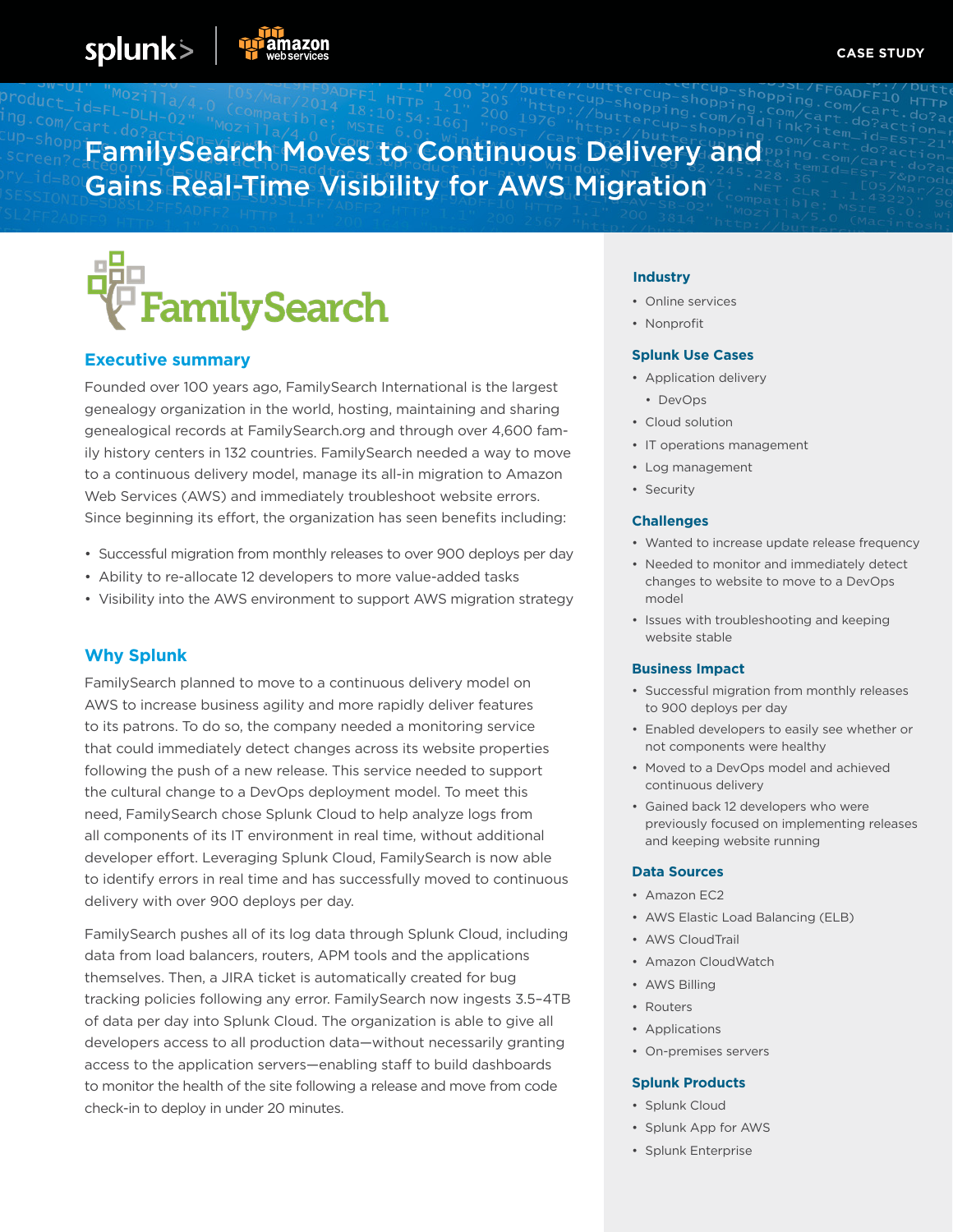CASE STUDY

# FamilySearch Moves to Continuous Delivery and Gains Real-Time Visibility for AWS Migration

## Executive summary

Founded over 100 years ago, FamilySearch International is the largest genealogy organization in the world, hosting, maintaining and sharing genealogical records at FamilySearch.org and through over 4,600 family history centers in 132 countries. FamilySearch needed a way to move to a continuous delivery model, manage its all-in migration to Amazon Web Services (AWS) and immediately troubleshoot website errors. Since beginning its effort, the organization has seen benefits including:

- Successful migration from monthly releases to over 900 deploys per day
- Ability to re-allocate 12 developers to more value-added tasks
- Visibility into the AWS environment to support AWS migration strategy

## Why Splunk

FamilySearch planned to move to a continuous delivery model on AWS to increase business agility and more rapidly deliver features to its patrons. To do so, the company needed a monitoring service that could immediately detect changes across its website properties following the push of a new release. This service needed to support the cultural change to a DevOps deployment model. To meet this need, FamilySearch chose Splunk Cloud to help analyze logs from all components of its IT environment in real time, without additional developer effort. Leveraging Splunk Cloud, FamilySearch is now able to identify errors in real time and has successfully moved to continuous delivery with over 900 deploys per day.

FamilySearch pushes all of its log data through Splunk Cloud, including data from load balancers, routers, APM tools and the applications themselves. Then, a JIRA ticket is automatically created for bug tracking policies following any error. FamilySearch now ingests 3.5–4TB of data per day into Splunk Cloud. The organization is able to give all developers access to all production data—without necessarily granting access to the application servers—enabling staff to build dashboards to monitor the health of the site following a release and move from code check-in to deploy in under 20 minutes.

### Industry

- Online services
- Nonprofit

### Splunk Use Cases

- Application delivery
  - DevOps
- Cloud solution
- IT operations management
- Log management
- Security

### Challenges

- Wanted to increase update release frequency
- Needed to monitor and immediately detect changes to website to move to a DevOps model
- Issues with troubleshooting and keeping website stable

### Business Impact

- Successful migration from monthly releases to 900 deploys per day
- Enabled developers to easily see whether or not components were healthy
- Moved to a DevOps model and achieved continuous delivery
- Gained back 12 developers who were previously focused on implementing releases and keeping website running

### Data Sources

- Amazon EC2
- AWS Elastic Load Balancing (ELB)
- AWS CloudTrail
- Amazon CloudWatch
- AWS Billing
- Routers
- Applications
- On-premises servers

### Splunk Products

- Splunk Cloud
- Splunk App for AWS
- Splunk Enterprise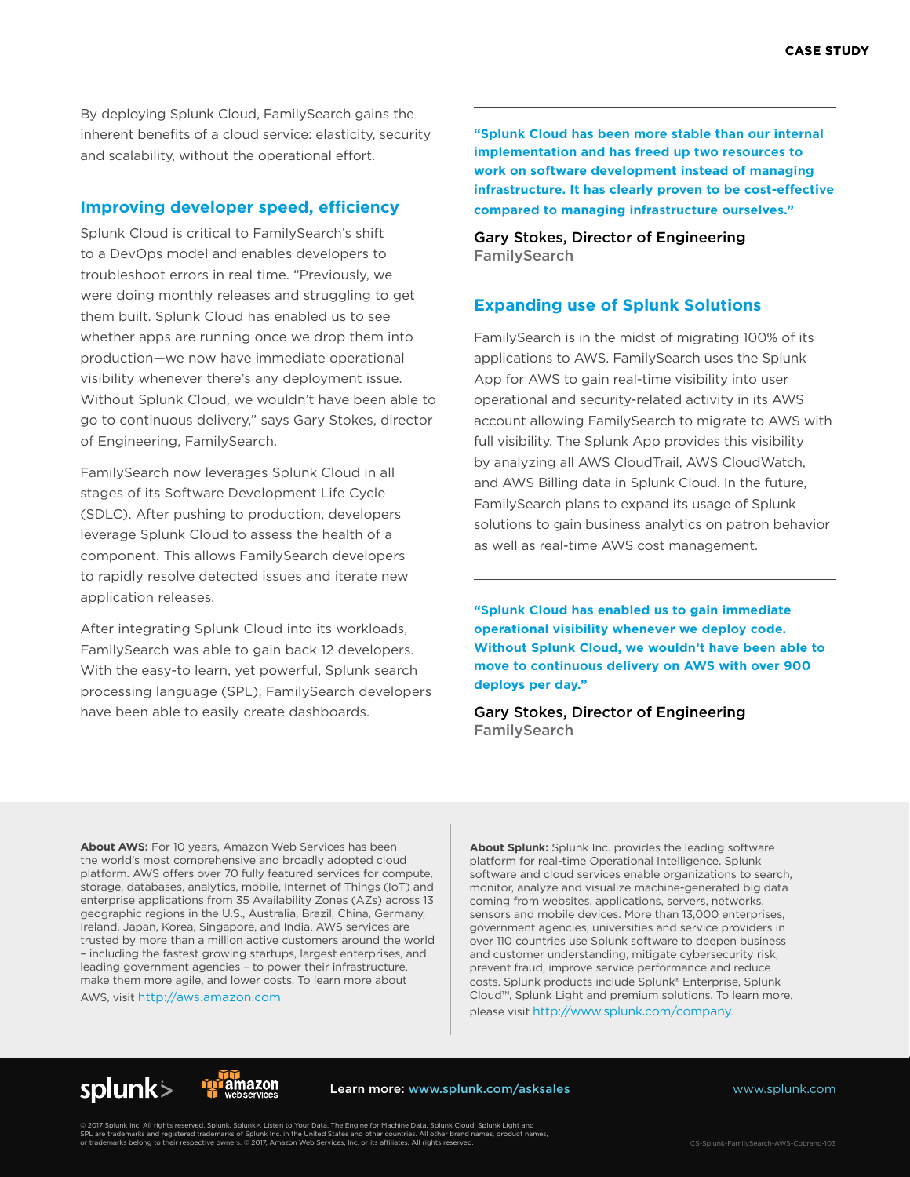By deploying Splunk Cloud, FamilySearch gains the inherent benefits of a cloud service: elasticity, security and scalability, without the operational effort.

## Improving developer speed, efficiency

Splunk Cloud is critical to FamilySearch's shift to a DevOps model and enables developers to troubleshoot errors in real time. "Previously, we were doing monthly releases and struggling to get them built. Splunk Cloud has enabled us to see whether apps are running once we drop them into production—we now have immediate operational visibility whenever there's any deployment issue. Without Splunk Cloud, we wouldn't have been able to go to continuous delivery," says Gary Stokes, director of Engineering, FamilySearch.

FamilySearch now leverages Splunk Cloud in all stages of its Software Development Life Cycle (SDLC). After pushing to production, developers leverage Splunk Cloud to assess the health of a component. This allows FamilySearch developers to rapidly resolve detected issues and iterate new application releases.

After integrating Splunk Cloud into its workloads, FamilySearch was able to gain back 12 developers. With the easy-to learn, yet powerful, Splunk search processing language (SPL), FamilySearch developers have been able to easily create dashboards.

**"Splunk Cloud has been more stable than our internal implementation and has freed up two resources to work on software development instead of managing infrastructure. It has clearly proven to be cost-effective compared to managing infrastructure ourselves."**

Gary Stokes, Director of Engineering
FamilySearch

## Expanding use of Splunk Solutions

FamilySearch is in the midst of migrating 100% of its applications to AWS. FamilySearch uses the Splunk App for AWS to gain real-time visibility into user operational and security-related activity in its AWS account allowing FamilySearch to migrate to AWS with full visibility. The Splunk App provides this visibility by analyzing all AWS CloudTrail, AWS CloudWatch, and AWS Billing data in Splunk Cloud. In the future, FamilySearch plans to expand its usage of Splunk solutions to gain business analytics on patron behavior as well as real-time AWS cost management.

**"Splunk Cloud has enabled us to gain immediate operational visibility whenever we deploy code. Without Splunk Cloud, we wouldn't have been able to move to continuous delivery on AWS with over 900 deploys per day."**

Gary Stokes, Director of Engineering
FamilySearch

**About AWS:** For 10 years, Amazon Web Services has been the world's most comprehensive and broadly adopted cloud platform. AWS offers over 70 fully featured services for compute, storage, databases, analytics, mobile, Internet of Things (IoT) and enterprise applications from 35 Availability Zones (AZs) across 13 geographic regions in the U.S., Australia, Brazil, China, Germany, Ireland, Japan, Korea, Singapore, and India. AWS services are trusted by more than a million active customers around the world – including the fastest growing startups, largest enterprises, and leading government agencies – to power their infrastructure, make them more agile, and lower costs. To learn more about AWS, visit http://aws.amazon.com

**About Splunk:** Splunk Inc. provides the leading software platform for real-time Operational Intelligence. Splunk software and cloud services enable organizations to search, monitor, analyze and visualize machine-generated big data coming from websites, applications, servers, networks, sensors and mobile devices. More than 13,000 enterprises, government agencies, universities and service providers in over 110 countries use Splunk software to deepen business and customer understanding, mitigate cybersecurity risk, prevent fraud, improve service performance and reduce costs. Splunk products include Splunk® Enterprise, Splunk Cloud™, Splunk Light and premium solutions. To learn more, please visit http://www.splunk.com/company.

Learn more: www.splunk.com/asksales

www.splunk.com

© 2017 Splunk Inc. All rights reserved. Splunk, Splunk>, Listen to Your Data, The Engine for Machine Data, Splunk Cloud, Splunk Light and SPL are trademarks and registered trademarks of Splunk Inc. in the United States and other countries. All other brand names, product names, or trademarks belong to their respective owners. © 2017, Amazon Web Services, Inc. or its affiliates. All rights reserved.

CS-Splunk-FamilySearch-AWS-Cobrand-103